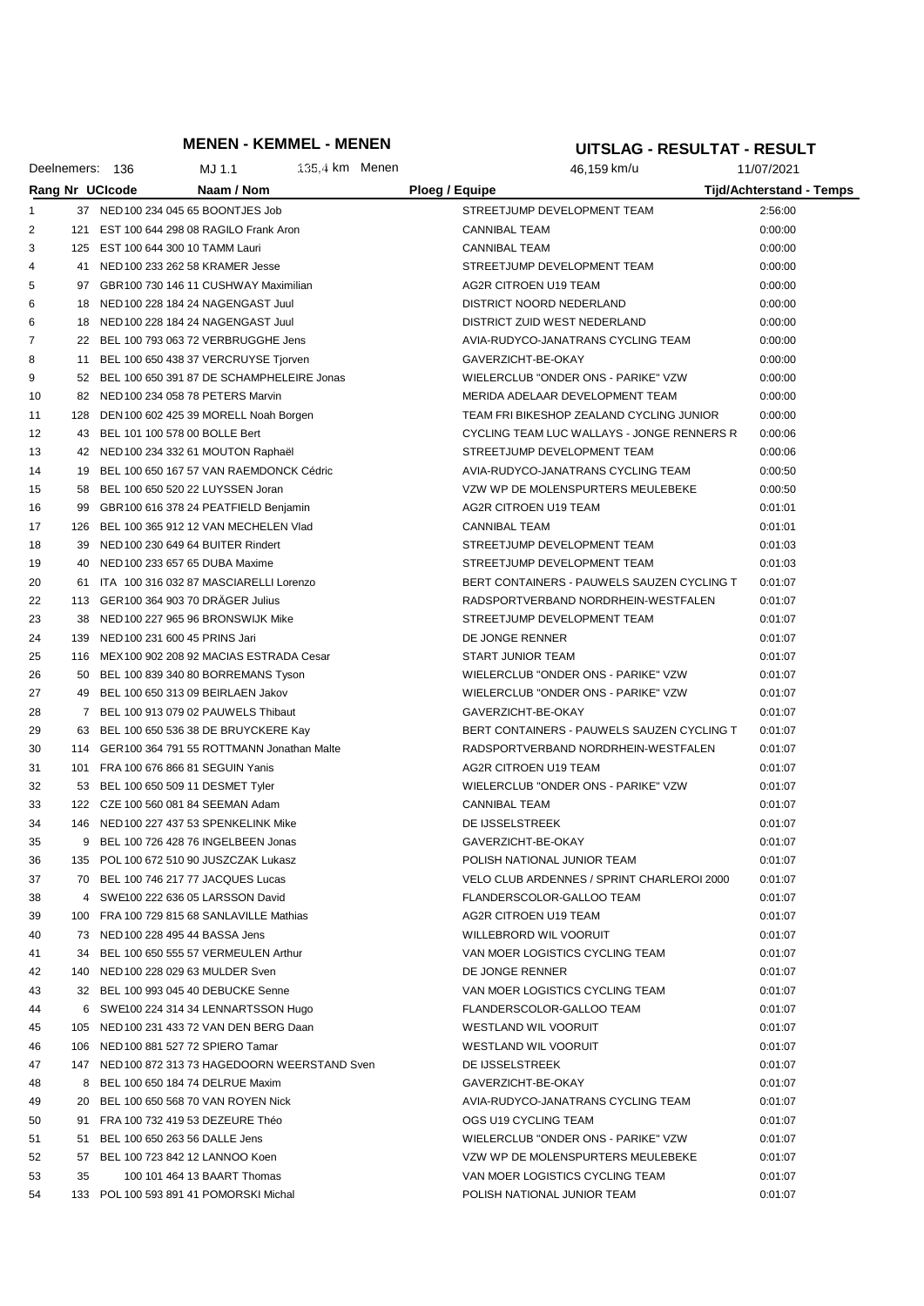# MENEN - KEMMEL - MENEN

# UITSLAG - RESULTAT - RESULT

Deelnemers: 136 MJ 1.1 135,4 km Menen 46,159 km/u 11/07/2021

| Rang | Nr | UCIcode | Naam / Nom | Ploeg / Equipe | Tijd/Achterstand - Temps |
|---|---|---|---|---|---|
| 1 | 37 | NED 100 234 045 65 | BOONTJES Job | STREETJUMP DEVELOPMENT TEAM | 2:56:00 |
| 2 | 121 | EST 100 644 298 08 | RAGILO Frank Aron | CANNIBAL TEAM | 0:00:00 |
| 3 | 125 | EST 100 644 300 10 | TAMM Lauri | CANNIBAL TEAM | 0:00:00 |
| 4 | 41 | NED 100 233 262 58 | KRAMER Jesse | STREETJUMP DEVELOPMENT TEAM | 0:00:00 |
| 5 | 97 | GBR 100 730 146 11 | CUSHWAY Maximilian | AG2R CITROEN U19 TEAM | 0:00:00 |
| 6 | 18 | NED 100 228 184 24 | NAGENGAST Juul | DISTRICT NOORD NEDERLAND | 0:00:00 |
| 6 | 18 | NED 100 228 184 24 | NAGENGAST Juul | DISTRICT ZUID WEST NEDERLAND | 0:00:00 |
| 7 | 22 | BEL 100 793 063 72 | VERBRUGGHE Jens | AVIA-RUDYCO-JANATRANS CYCLING TEAM | 0:00:00 |
| 8 | 11 | BEL 100 650 438 37 | VERCRUYSE Tjorven | GAVERZICHT-BE-OKAY | 0:00:00 |
| 9 | 52 | BEL 100 650 391 87 | DE SCHAMPHELEIRE Jonas | WIELERCLUB "ONDER ONS - PARIKE" VZW | 0:00:00 |
| 10 | 82 | NED 100 234 058 78 | PETERS Marvin | MERIDA ADELAAR DEVELOPMENT TEAM | 0:00:00 |
| 11 | 128 | DEN 100 602 425 39 | MORELL Noah Borgen | TEAM FRI BIKESHOP ZEALAND CYCLING JUNIOR | 0:00:00 |
| 12 | 43 | BEL 101 100 578 00 | BOLLE Bert | CYCLING TEAM LUC WALLAYS - JONGE RENNERS R | 0:00:06 |
| 13 | 42 | NED 100 234 332 61 | MOUTON Raphaël | STREETJUMP DEVELOPMENT TEAM | 0:00:06 |
| 14 | 19 | BEL 100 650 167 57 | VAN RAEMDONCK Cédric | AVIA-RUDYCO-JANATRANS CYCLING TEAM | 0:00:50 |
| 15 | 58 | BEL 100 650 520 22 | LUYSSEN Joran | VZW WP DE MOLENSPURTERS MEULEBEKE | 0:00:50 |
| 16 | 99 | GBR 100 616 378 24 | PEATFIELD Benjamin | AG2R CITROEN U19 TEAM | 0:01:01 |
| 17 | 126 | BEL 100 365 912 12 | VAN MECHELEN Vlad | CANNIBAL TEAM | 0:01:01 |
| 18 | 39 | NED 100 230 649 64 | BUITER Rindert | STREETJUMP DEVELOPMENT TEAM | 0:01:03 |
| 19 | 40 | NED 100 233 657 65 | DUBA Maxime | STREETJUMP DEVELOPMENT TEAM | 0:01:03 |
| 20 | 61 | ITA 100 316 032 87 | MASCIARELLI Lorenzo | BERT CONTAINERS - PAUWELS SAUZEN CYCLING T | 0:01:07 |
| 22 | 113 | GER 100 364 903 70 | DRÄGER Julius | RADSPORTVERBAND NORDRHEIN-WESTFALEN | 0:01:07 |
| 23 | 38 | NED 100 227 965 96 | BRONSWIJK Mike | STREETJUMP DEVELOPMENT TEAM | 0:01:07 |
| 24 | 139 | NED 100 231 600 45 | PRINS Jari | DE JONGE RENNER | 0:01:07 |
| 25 | 116 | MEX 100 902 208 92 | MACIAS ESTRADA Cesar | START JUNIOR TEAM | 0:01:07 |
| 26 | 50 | BEL 100 839 340 80 | BORREMANS Tyson | WIELERCLUB "ONDER ONS - PARIKE" VZW | 0:01:07 |
| 27 | 49 | BEL 100 650 313 09 | BEIRLAEN Jakov | WIELERCLUB "ONDER ONS - PARIKE" VZW | 0:01:07 |
| 28 | 7 | BEL 100 913 079 02 | PAUWELS Thibaut | GAVERZICHT-BE-OKAY | 0:01:07 |
| 29 | 63 | BEL 100 650 536 38 | DE BRUYCKERE Kay | BERT CONTAINERS - PAUWELS SAUZEN CYCLING T | 0:01:07 |
| 30 | 114 | GER 100 364 791 55 | ROTTMANN Jonathan Malte | RADSPORTVERBAND NORDRHEIN-WESTFALEN | 0:01:07 |
| 31 | 101 | FRA 100 676 866 81 | SEGUIN Yanis | AG2R CITROEN U19 TEAM | 0:01:07 |
| 32 | 53 | BEL 100 650 509 11 | DESMET Tyler | WIELERCLUB "ONDER ONS - PARIKE" VZW | 0:01:07 |
| 33 | 122 | CZE 100 560 081 84 | SEEMAN Adam | CANNIBAL TEAM | 0:01:07 |
| 34 | 146 | NED 100 227 437 53 | SPENKELINK Mike | DE IJSSELSTREEK | 0:01:07 |
| 35 | 9 | BEL 100 726 428 76 | INGELBEEN Jonas | GAVERZICHT-BE-OKAY | 0:01:07 |
| 36 | 135 | POL 100 672 510 90 | JUSZCZAK Lukasz | POLISH NATIONAL JUNIOR TEAM | 0:01:07 |
| 37 | 70 | BEL 100 746 217 77 | JACQUES Lucas | VELO CLUB ARDENNES / SPRINT CHARLEROI 2000 | 0:01:07 |
| 38 | 4 | SWE 100 222 636 05 | LARSSON David | FLANDERSCOLOR-GALLOO TEAM | 0:01:07 |
| 39 | 100 | FRA 100 729 815 68 | SANLAVILLE Mathias | AG2R CITROEN U19 TEAM | 0:01:07 |
| 40 | 73 | NED 100 228 495 44 | BASSA Jens | WILLEBRORD WIL VOORUIT | 0:01:07 |
| 41 | 34 | BEL 100 650 555 57 | VERMEULEN Arthur | VAN MOER LOGISTICS CYCLING TEAM | 0:01:07 |
| 42 | 140 | NED 100 228 029 63 | MULDER Sven | DE JONGE RENNER | 0:01:07 |
| 43 | 32 | BEL 100 993 045 40 | DEBUCKE Senne | VAN MOER LOGISTICS CYCLING TEAM | 0:01:07 |
| 44 | 6 | SWE 100 224 314 34 | LENNARTSSON Hugo | FLANDERSCOLOR-GALLOO TEAM | 0:01:07 |
| 45 | 105 | NED 100 231 433 72 | VAN DEN BERG Daan | WESTLAND WIL VOORUIT | 0:01:07 |
| 46 | 106 | NED 100 881 527 72 | SPIERO Tamar | WESTLAND WIL VOORUIT | 0:01:07 |
| 47 | 147 | NED 100 872 313 73 | HAGEDOORN WEERSTAND Sven | DE IJSSELSTREEK | 0:01:07 |
| 48 | 8 | BEL 100 650 184 74 | DELRUE Maxim | GAVERZICHT-BE-OKAY | 0:01:07 |
| 49 | 20 | BEL 100 650 568 70 | VAN ROYEN Nick | AVIA-RUDYCO-JANATRANS CYCLING TEAM | 0:01:07 |
| 50 | 91 | FRA 100 732 419 53 | DEZEURE Théo | OGS U19 CYCLING TEAM | 0:01:07 |
| 51 | 51 | BEL 100 650 263 56 | DALLE Jens | WIELERCLUB "ONDER ONS - PARIKE" VZW | 0:01:07 |
| 52 | 57 | BEL 100 723 842 12 | LANNOO Koen | VZW WP DE MOLENSPURTERS MEULEBEKE | 0:01:07 |
| 53 | 35 | 100 101 464 13 | BAART Thomas | VAN MOER LOGISTICS CYCLING TEAM | 0:01:07 |
| 54 | 133 | POL 100 593 891 41 | POMORSKI Michal | POLISH NATIONAL JUNIOR TEAM | 0:01:07 |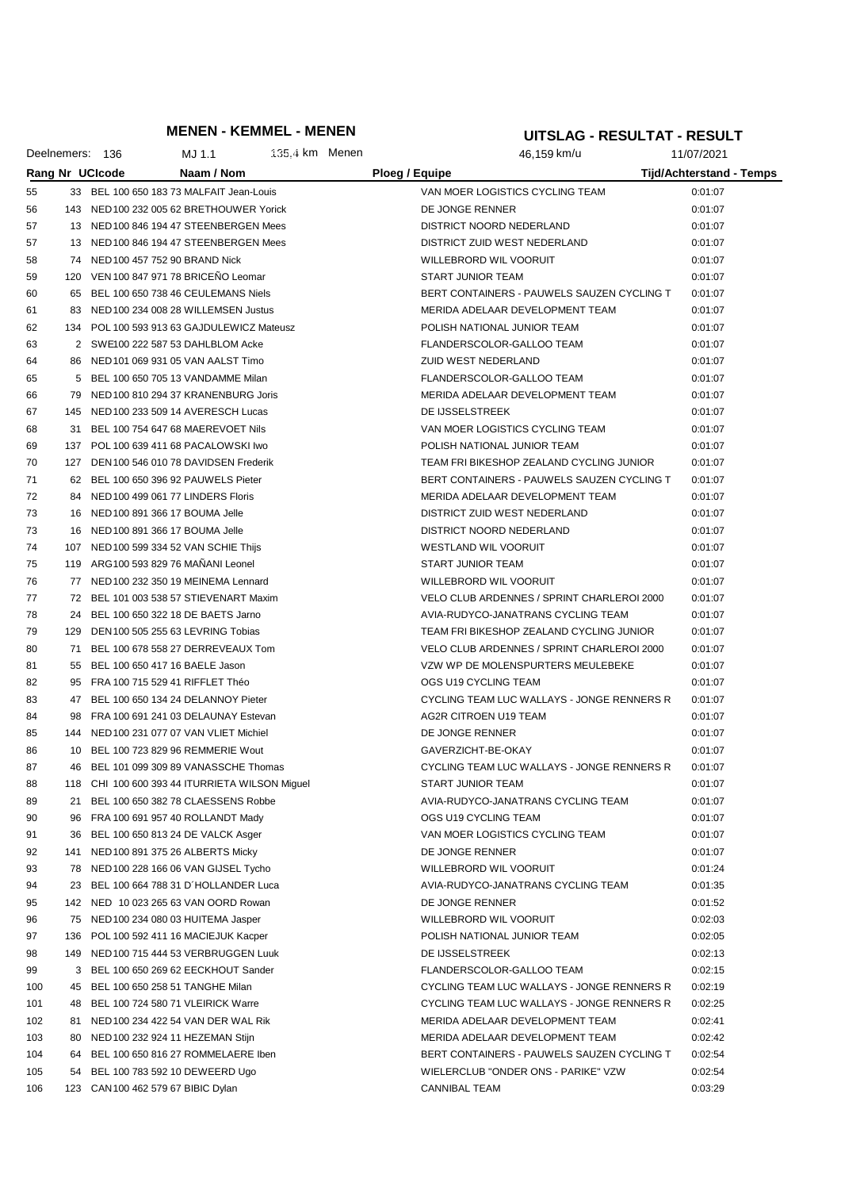# MENEN - KEMMEL - MENEN

## UITSLAG - RESULTAT - RESULT

Deelnemers: 136 | MJ 1.1 | 135,4 km Menen | 46,159 km/u | 11/07/2021

| Rang | Nr | UCIcode | Naam / Nom | Ploeg / Equipe | Tijd/Achterstand - Temps |
|---|---|---|---|---|---|
| 55 | 33 | BEL 100 650 183 73 | MALFAIT Jean-Louis | VAN MOER LOGISTICS CYCLING TEAM | 0:01:07 |
| 56 | 143 | NED 100 232 005 62 | BRETHOUWER Yorick | DE JONGE RENNER | 0:01:07 |
| 57 | 13 | NED 100 846 194 47 | STEENBERGEN Mees | DISTRICT NOORD NEDERLAND | 0:01:07 |
| 57 | 13 | NED 100 846 194 47 | STEENBERGEN Mees | DISTRICT ZUID WEST NEDERLAND | 0:01:07 |
| 58 | 74 | NED 100 457 752 90 | BRAND Nick | WILLEBRORD WIL VOORUIT | 0:01:07 |
| 59 | 120 | VEN 100 847 971 78 | BRICEÑO Leomar | START JUNIOR TEAM | 0:01:07 |
| 60 | 65 | BEL 100 650 738 46 | CEULEMANS Niels | BERT CONTAINERS - PAUWELS SAUZEN CYCLING T | 0:01:07 |
| 61 | 83 | NED 100 234 008 28 | WILLEMSEN Justus | MERIDA ADELAAR DEVELOPMENT TEAM | 0:01:07 |
| 62 | 134 | POL 100 593 913 63 | GAJDULEWICZ Mateusz | POLISH NATIONAL JUNIOR TEAM | 0:01:07 |
| 63 | 2 | SWE 100 222 587 53 | DAHLBLOM Acke | FLANDERSCOLOR-GALLOO TEAM | 0:01:07 |
| 64 | 86 | NED 101 069 931 05 | VAN AALST Timo | ZUID WEST NEDERLAND | 0:01:07 |
| 65 | 5 | BEL 100 650 705 13 | VANDAMME Milan | FLANDERSCOLOR-GALLOO TEAM | 0:01:07 |
| 66 | 79 | NED 100 810 294 37 | KRANENBURG Joris | MERIDA ADELAAR DEVELOPMENT TEAM | 0:01:07 |
| 67 | 145 | NED 100 233 509 14 | AVERESCH Lucas | DE IJSSELSTREEK | 0:01:07 |
| 68 | 31 | BEL 100 754 647 68 | MAEREVOET Nils | VAN MOER LOGISTICS CYCLING TEAM | 0:01:07 |
| 69 | 137 | POL 100 639 411 68 | PACALOWSKI Iwo | POLISH NATIONAL JUNIOR TEAM | 0:01:07 |
| 70 | 127 | DEN 100 546 010 78 | DAVIDSEN Frederik | TEAM FRI BIKESHOP ZEALAND CYCLING JUNIOR | 0:01:07 |
| 71 | 62 | BEL 100 650 396 92 | PAUWELS Pieter | BERT CONTAINERS - PAUWELS SAUZEN CYCLING T | 0:01:07 |
| 72 | 84 | NED 100 499 061 77 | LINDERS Floris | MERIDA ADELAAR DEVELOPMENT TEAM | 0:01:07 |
| 73 | 16 | NED 100 891 366 17 | BOUMA Jelle | DISTRICT ZUID WEST NEDERLAND | 0:01:07 |
| 73 | 16 | NED 100 891 366 17 | BOUMA Jelle | DISTRICT NOORD NEDERLAND | 0:01:07 |
| 74 | 107 | NED 100 599 334 52 | VAN SCHIE Thijs | WESTLAND WIL VOORUIT | 0:01:07 |
| 75 | 119 | ARG 100 593 829 76 | MAÑANI Leonel | START JUNIOR TEAM | 0:01:07 |
| 76 | 77 | NED 100 232 350 19 | MEINEMA Lennard | WILLEBRORD WIL VOORUIT | 0:01:07 |
| 77 | 72 | BEL 101 003 538 57 | STIEVENART Maxim | VELO CLUB ARDENNES / SPRINT CHARLEROI 2000 | 0:01:07 |
| 78 | 24 | BEL 100 650 322 18 | DE BAETS Jarno | AVIA-RUDYCO-JANATRANS CYCLING TEAM | 0:01:07 |
| 79 | 129 | DEN 100 505 255 63 | LEVRING Tobias | TEAM FRI BIKESHOP ZEALAND CYCLING JUNIOR | 0:01:07 |
| 80 | 71 | BEL 100 678 558 27 | DERREVEAUX Tom | VELO CLUB ARDENNES / SPRINT CHARLEROI 2000 | 0:01:07 |
| 81 | 55 | BEL 100 650 417 16 | BAELE Jason | VZW WP DE MOLENSPURTERS MEULEBEKE | 0:01:07 |
| 82 | 95 | FRA 100 715 529 41 | RIFFLET Théo | OGS U19 CYCLING TEAM | 0:01:07 |
| 83 | 47 | BEL 100 650 134 24 | DELANNOY Pieter | CYCLING TEAM LUC WALLAYS - JONGE RENNERS R | 0:01:07 |
| 84 | 98 | FRA 100 691 241 03 | DELAUNAY Estevan | AG2R CITROEN U19 TEAM | 0:01:07 |
| 85 | 144 | NED 100 231 077 07 | VAN VLIET Michiel | DE JONGE RENNER | 0:01:07 |
| 86 | 10 | BEL 100 723 829 96 | REMMERIE Wout | GAVERZICHT-BE-OKAY | 0:01:07 |
| 87 | 46 | BEL 101 099 309 89 | VANASSCHE Thomas | CYCLING TEAM LUC WALLAYS - JONGE RENNERS R | 0:01:07 |
| 88 | 118 | CHI 100 600 393 44 | ITURRIETA WILSON Miguel | START JUNIOR TEAM | 0:01:07 |
| 89 | 21 | BEL 100 650 382 78 | CLAESSENS Robbe | AVIA-RUDYCO-JANATRANS CYCLING TEAM | 0:01:07 |
| 90 | 96 | FRA 100 691 957 40 | ROLLANDT Mady | OGS U19 CYCLING TEAM | 0:01:07 |
| 91 | 36 | BEL 100 650 813 24 | DE VALCK Asger | VAN MOER LOGISTICS CYCLING TEAM | 0:01:07 |
| 92 | 141 | NED 100 891 375 26 | ALBERTS Micky | DE JONGE RENNER | 0:01:07 |
| 93 | 78 | NED 100 228 166 06 | VAN GIJSEL Tycho | WILLEBRORD WIL VOORUIT | 0:01:24 |
| 94 | 23 | BEL 100 664 788 31 | D´HOLLANDER Luca | AVIA-RUDYCO-JANATRANS CYCLING TEAM | 0:01:35 |
| 95 | 142 | NED 10 023 265 63 | VAN OORD Rowan | DE JONGE RENNER | 0:01:52 |
| 96 | 75 | NED 100 234 080 03 | HUITEMA Jasper | WILLEBRORD WIL VOORUIT | 0:02:03 |
| 97 | 136 | POL 100 592 411 16 | MACIEJUK Kacper | POLISH NATIONAL JUNIOR TEAM | 0:02:05 |
| 98 | 149 | NED 100 715 444 53 | VERBRUGGEN Luuk | DE IJSSELSTREEK | 0:02:13 |
| 99 | 3 | BEL 100 650 269 62 | EECKHOUT Sander | FLANDERSCOLOR-GALLOO TEAM | 0:02:15 |
| 100 | 45 | BEL 100 650 258 51 | TANGHE Milan | CYCLING TEAM LUC WALLAYS - JONGE RENNERS R | 0:02:19 |
| 101 | 48 | BEL 100 724 580 71 | VLEIRICK Warre | CYCLING TEAM LUC WALLAYS - JONGE RENNERS R | 0:02:25 |
| 102 | 81 | NED 100 234 422 54 | VAN DER WAL Rik | MERIDA ADELAAR DEVELOPMENT TEAM | 0:02:41 |
| 103 | 80 | NED 100 232 924 11 | HEZEMAN Stijn | MERIDA ADELAAR DEVELOPMENT TEAM | 0:02:42 |
| 104 | 64 | BEL 100 650 816 27 | ROMMELAERE Iben | BERT CONTAINERS - PAUWELS SAUZEN CYCLING T | 0:02:54 |
| 105 | 54 | BEL 100 783 592 10 | DEWEERD Ugo | WIELERCLUB "ONDER ONS - PARIKE" VZW | 0:02:54 |
| 106 | 123 | CAN 100 462 579 67 | BIBIC Dylan | CANNIBAL TEAM | 0:03:29 |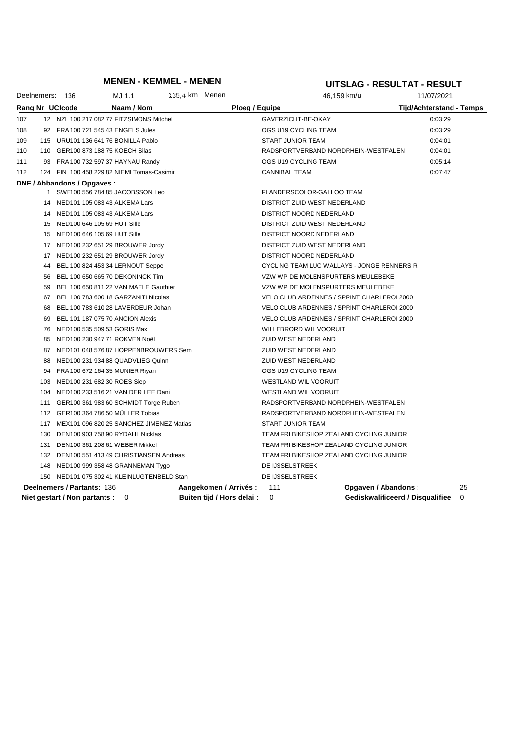## MENEN - KEMMEL - MENEN

## UITSLAG - RESULTAT - RESULT

Deelnemers: 136 MJ 1.1 135,4 km Menen 46,159 km/u 11/07/2021

| Rang | Nr | UCIcode | Naam / Nom | Ploeg / Equipe | Tijd/Achterstand - Temps |
|---|---|---|---|---|---|
| 107 | 12 | NZL 100 217 082 77 | FITZSIMONS Mitchel | GAVERZICHT-BE-OKAY | 0:03:29 |
| 108 | 92 | FRA 100 721 545 43 | ENGELS Jules | OGS U19 CYCLING TEAM | 0:03:29 |
| 109 | 115 | URU101 136 641 76 | BONILLA Pablo | START JUNIOR TEAM | 0:04:01 |
| 110 | 110 | GER100 873 188 75 | KOECH Silas | RADSPORTVERBAND NORDRHEIN-WESTFALEN | 0:04:01 |
| 111 | 93 | FRA 100 732 597 37 | HAYNAU Randy | OGS U19 CYCLING TEAM | 0:05:14 |
| 112 | 124 | FIN 100 458 229 82 | NIEMI Tomas-Casimir | CANNIBAL TEAM | 0:07:47 |

**DNF / Abbandons / Opgaves :**

| Nr | UCIcode | Naam / Nom | Ploeg / Equipe |
|---|---|---|---|
| 1 | SWE100 556 784 85 | JACOBSSON Leo | FLANDERSCOLOR-GALLOO TEAM |
| 14 | NED101 105 083 43 | ALKEMA Lars | DISTRICT ZUID WEST NEDERLAND |
| 14 | NED101 105 083 43 | ALKEMA Lars | DISTRICT NOORD NEDERLAND |
| 15 | NED100 646 105 69 | HUT Sille | DISTRICT ZUID WEST NEDERLAND |
| 15 | NED100 646 105 69 | HUT Sille | DISTRICT NOORD NEDERLAND |
| 17 | NED100 232 651 29 | BROUWER Jordy | DISTRICT ZUID WEST NEDERLAND |
| 17 | NED100 232 651 29 | BROUWER Jordy | DISTRICT NOORD NEDERLAND |
| 44 | BEL 100 824 453 34 | LERNOUT Seppe | CYCLING TEAM LUC WALLAYS - JONGE RENNERS R |
| 56 | BEL 100 650 665 70 | DEKONINCK Tim | VZW WP DE MOLENSPURTERS MEULEBEKE |
| 59 | BEL 100 650 811 22 | VAN MAELE Gauthier | VZW WP DE MOLENSPURTERS MEULEBEKE |
| 67 | BEL 100 783 600 18 | GARZANITI Nicolas | VELO CLUB ARDENNES / SPRINT CHARLEROI 2000 |
| 68 | BEL 100 783 610 28 | LAVERDEUR Johan | VELO CLUB ARDENNES / SPRINT CHARLEROI 2000 |
| 69 | BEL 101 187 075 70 | ANCION Alexis | VELO CLUB ARDENNES / SPRINT CHARLEROI 2000 |
| 76 | NED100 535 509 53 | GORIS Max | WILLEBRORD WIL VOORUIT |
| 85 | NED100 230 947 71 | ROKVEN Noël | ZUID WEST NEDERLAND |
| 87 | NED101 048 576 87 | HOPPENBROUWERS Sem | ZUID WEST NEDERLAND |
| 88 | NED100 231 934 88 | QUADVLIEG Quinn | ZUID WEST NEDERLAND |
| 94 | FRA 100 672 164 35 | MUNIER Riyan | OGS U19 CYCLING TEAM |
| 103 | NED100 231 682 30 | ROES Siep | WESTLAND WIL VOORUIT |
| 104 | NED100 233 516 21 | VAN DER LEE Dani | WESTLAND WIL VOORUIT |
| 111 | GER100 361 983 60 | SCHMIDT Torge Ruben | RADSPORTVERBAND NORDRHEIN-WESTFALEN |
| 112 | GER100 364 786 50 | MÜLLER Tobias | RADSPORTVERBAND NORDRHEIN-WESTFALEN |
| 117 | MEX101 096 820 25 | SANCHEZ JIMENEZ Matias | START JUNIOR TEAM |
| 130 | DEN100 903 758 90 | RYDAHL Nicklas | TEAM FRI BIKESHOP ZEALAND CYCLING JUNIOR |
| 131 | DEN100 361 208 61 | WEBER Mikkel | TEAM FRI BIKESHOP ZEALAND CYCLING JUNIOR |
| 132 | DEN100 551 413 49 | CHRISTIANSEN Andreas | TEAM FRI BIKESHOP ZEALAND CYCLING JUNIOR |
| 148 | NED100 999 358 48 | GRANNEMAN Tygo | DE IJSSELSTREEK |
| 150 | NED101 075 302 41 | KLEINLUGTENBELD Stan | DE IJSSELSTREEK |

| | | | | | |
|---|---|---|---|---|---|
| **Deelnemers / Partants:** | 136 | **Aangekomen / Arrivés :** | 111 | **Opgaven / Abandons :** | 25 |
| **Niet gestart / Non partants :** | 0 | **Buiten tijd / Hors delai :** | 0 | **Gediskwalificeerd / Disqualifiee** | 0 |